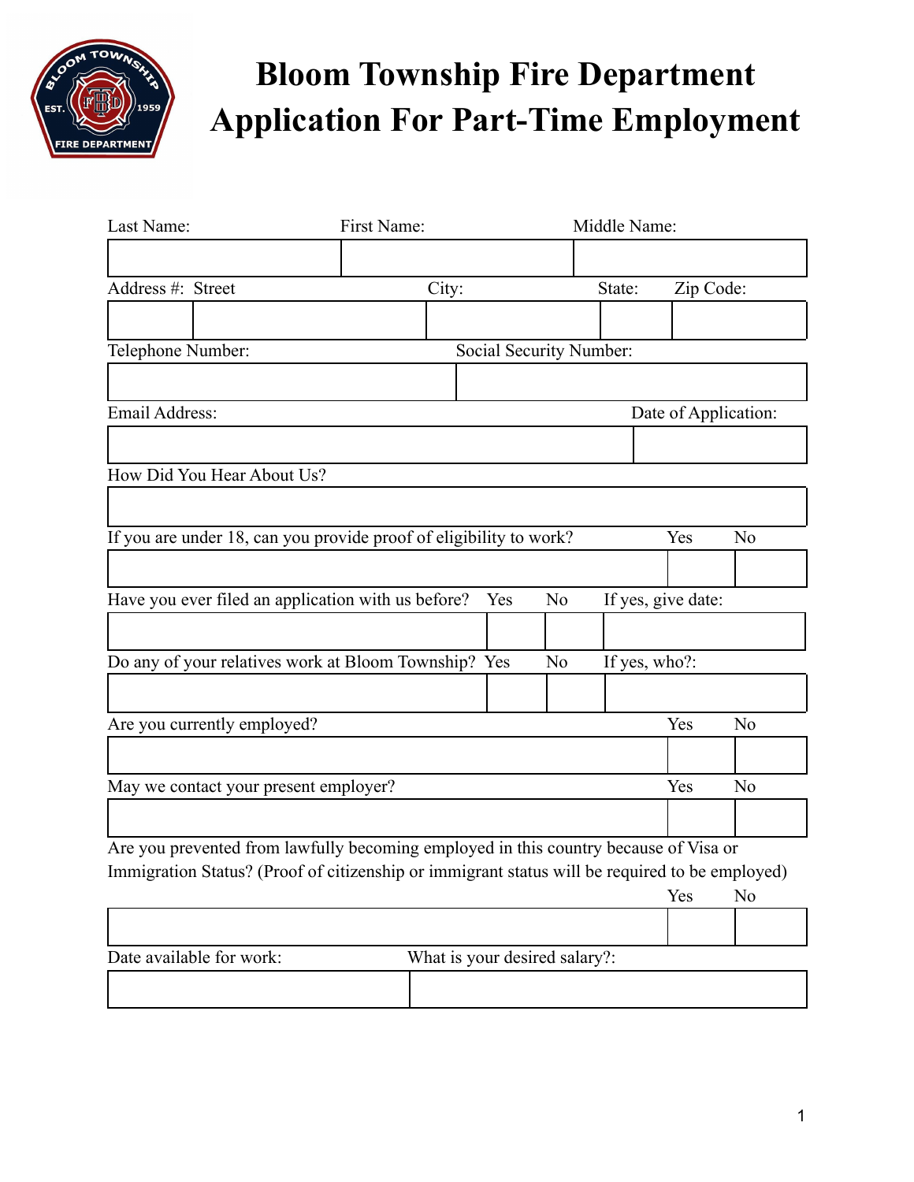# Bloom Township Fire Department
# Application For Part-Time Employment

| Last Name: | First Name: | Middle Name: |
|---|---|---|
| | | |

| Address #: | Street | City: | State: | Zip Code: |
|---|---|---|---|---|
| | | | | |

| Telephone Number: | Social Security Number: |
|---|---|
| | |

| Email Address: | Date of Application: |
|---|---|
| | |

How Did You Hear About Us?

| |
|---|
| |

| If you are under 18, can you provide proof of eligibility to work? | Yes | No |
|---|---|---|
| | | |

| Have you ever filed an application with us before? | Yes | No | If yes, give date: |
|---|---|---|---|
| | | | |

| Do any of your relatives work at Bloom Township? | Yes | No | If yes, who?: |
|---|---|---|---|
| | | | |

| Are you currently employed? | Yes | No |
|---|---|---|
| | | |

| May we contact your present employer? | Yes | No |
|---|---|---|
| | | |

| Are you prevented from lawfully becoming employed in this country because of Visa or Immigration Status? (Proof of citizenship or immigrant status will be required to be employed) | Yes | No |
|---|---|---|
| | | |

| Date available for work: | What is your desired salary?: |
|---|---|
| | |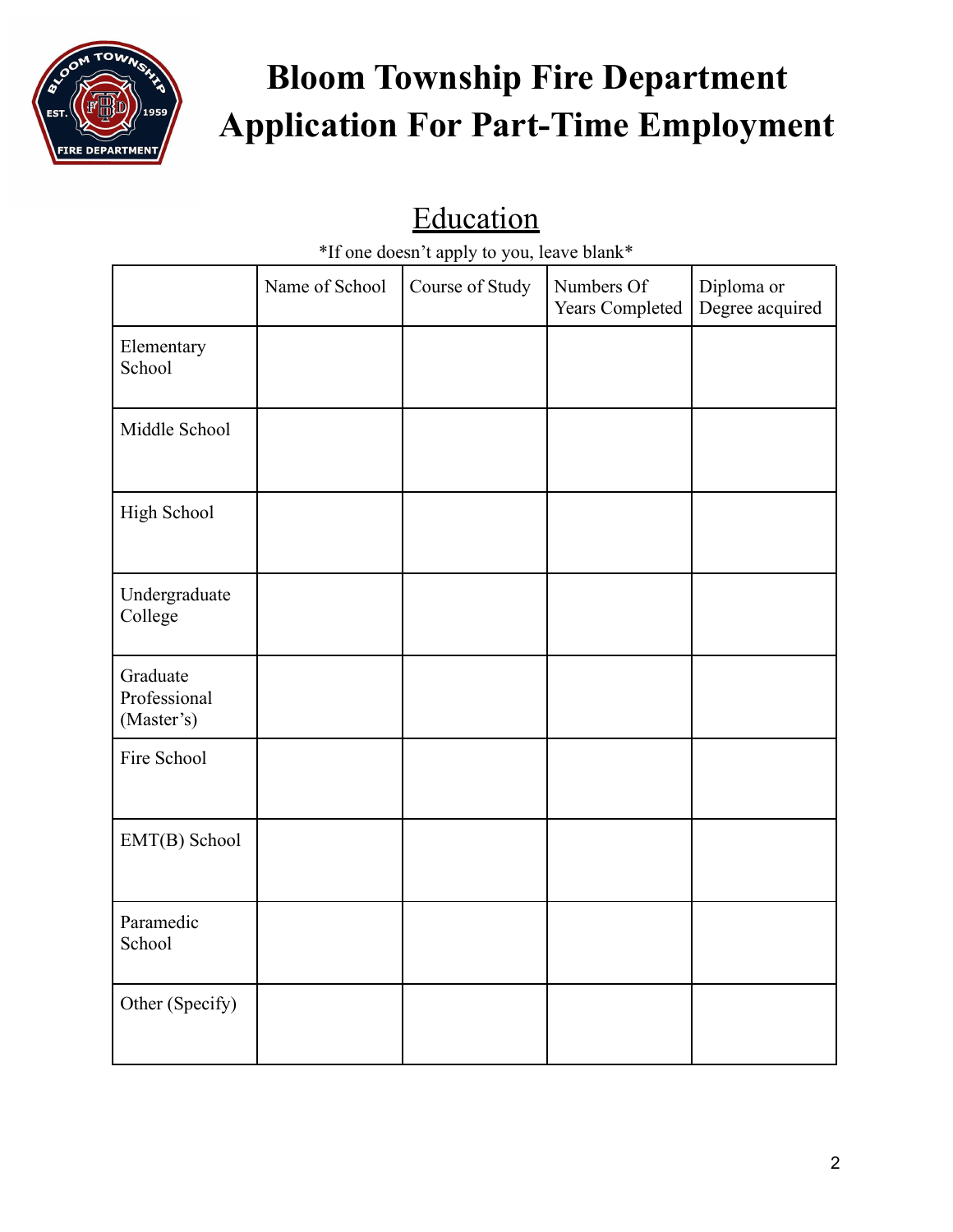# Bloom Township Fire Department Application For Part-Time Employment

## Education

*If one doesn't apply to you, leave blank*

| | Name of School | Course of Study | Numbers Of Years Completed | Diploma or Degree acquired |
|---|---|---|---|---|
| Elementary School | | | | |
| Middle School | | | | |
| High School | | | | |
| Undergraduate College | | | | |
| Graduate Professional (Master's) | | | | |
| Fire School | | | | |
| EMT(B) School | | | | |
| Paramedic School | | | | |
| Other (Specify) | | | | |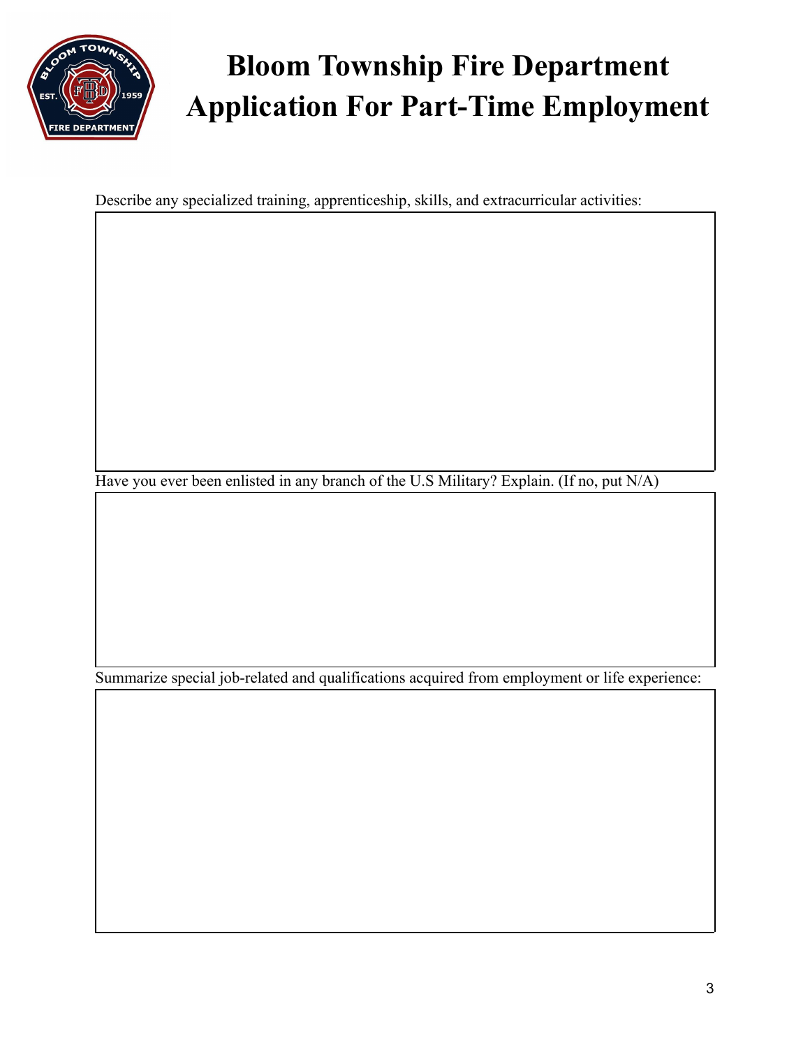# Bloom Township Fire Department Application For Part-Time Employment

Describe any specialized training, apprenticeship, skills, and extracurricular activities:

Have you ever been enlisted in any branch of the U.S Military? Explain. (If no, put N/A)

Summarize special job-related and qualifications acquired from employment or life experience: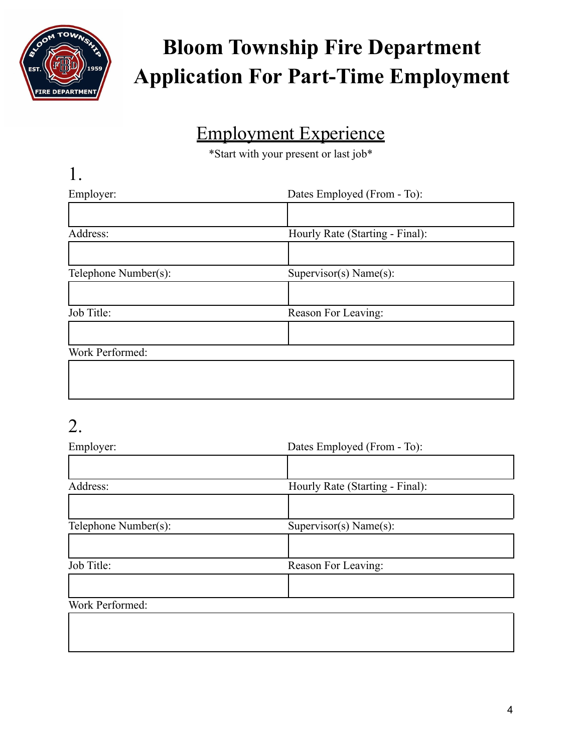# Bloom Township Fire Department
# Application For Part-Time Employment

## Employment Experience

*Start with your present or last job*

### 1.

| Employer: | Dates Employed (From - To): |
| --- | --- |
| | |
| **Address:** | **Hourly Rate (Starting - Final):** |
| | |
| **Telephone Number(s):** | **Supervisor(s) Name(s):** |
| | |
| **Job Title:** | **Reason For Leaving:** |
| | |

Work Performed:

| |
| --- |
| |

### 2.

| Employer: | Dates Employed (From - To): |
| --- | --- |
| | |
| **Address:** | **Hourly Rate (Starting - Final):** |
| | |
| **Telephone Number(s):** | **Supervisor(s) Name(s):** |
| | |
| **Job Title:** | **Reason For Leaving:** |
| | |

Work Performed:

| |
| --- |
| |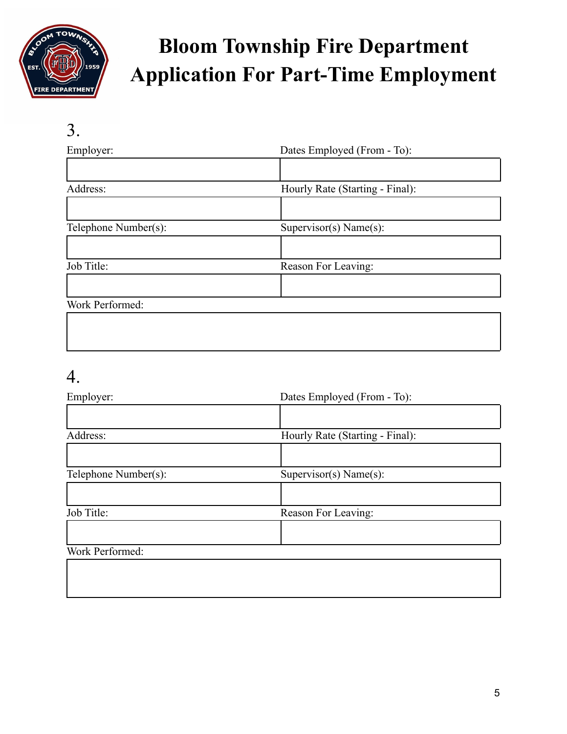# Bloom Township Fire Department
# Application For Part-Time Employment

3.

| Employer: | Dates Employed (From - To): |
|---|---|
| | |
| **Address:** | **Hourly Rate (Starting - Final):** |
| | |
| **Telephone Number(s):** | **Supervisor(s) Name(s):** |
| | |
| **Job Title:** | **Reason For Leaving:** |
| | |

Work Performed:

| |
|---|
| |

4.

| Employer: | Dates Employed (From - To): |
|---|---|
| | |
| **Address:** | **Hourly Rate (Starting - Final):** |
| | |
| **Telephone Number(s):** | **Supervisor(s) Name(s):** |
| | |
| **Job Title:** | **Reason For Leaving:** |
| | |

Work Performed:

| |
|---|
| |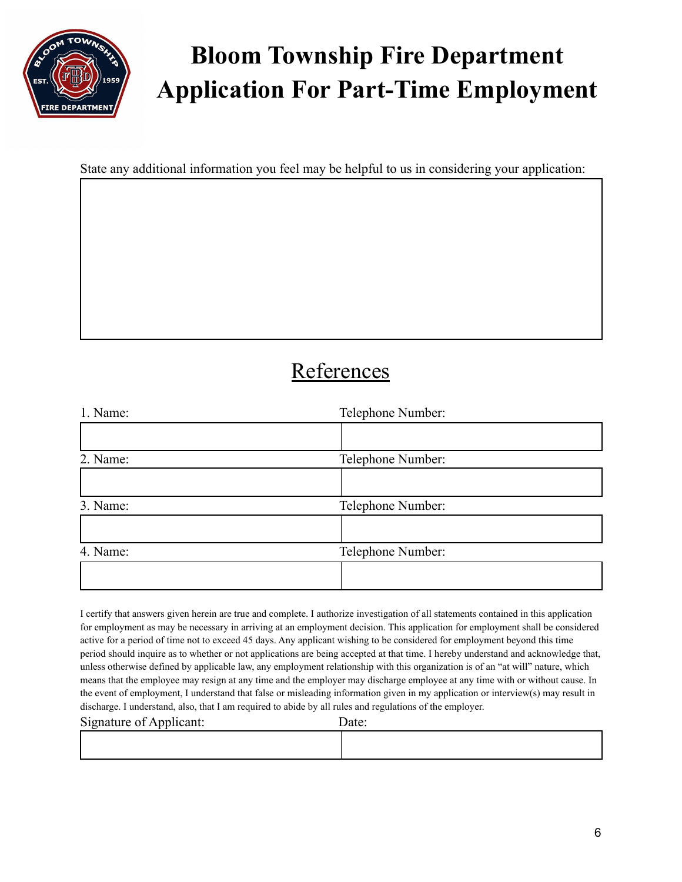# Bloom Township Fire Department
# Application For Part-Time Employment

State any additional information you feel may be helpful to us in considering your application:

| |
|---|
| |

## References

| 1. Name: | Telephone Number: |
|---|---|
| | |

| 2. Name: | Telephone Number: |
|---|---|
| | |

| 3. Name: | Telephone Number: |
|---|---|
| | |

| 4. Name: | Telephone Number: |
|---|---|
| | |

I certify that answers given herein are true and complete. I authorize investigation of all statements contained in this application for employment as may be necessary in arriving at an employment decision. This application for employment shall be considered active for a period of time not to exceed 45 days. Any applicant wishing to be considered for employment beyond this time period should inquire as to whether or not applications are being accepted at that time. I hereby understand and acknowledge that, unless otherwise defined by applicable law, any employment relationship with this organization is of an "at will" nature, which means that the employee may resign at any time and the employer may discharge employee at any time with or without cause. In the event of employment, I understand that false or misleading information given in my application or interview(s) may result in discharge. I understand, also, that I am required to abide by all rules and regulations of the employer.

| Signature of Applicant: | Date: |
|---|---|
| | |